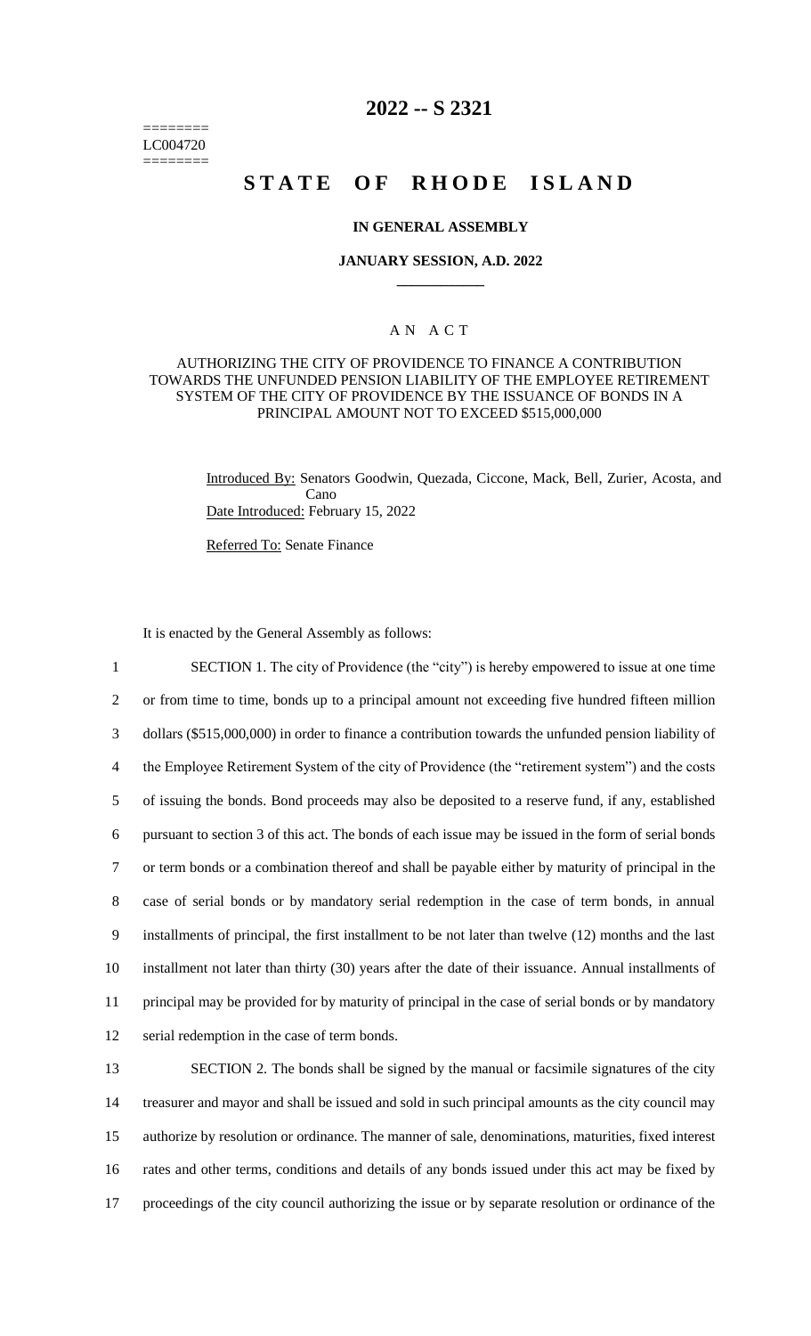========
LC004720
========

# 2022 -- S 2321

# STATE OF RHODE ISLAND

### IN GENERAL ASSEMBLY

### JANUARY SESSION, A.D. 2022

## A N A C T

AUTHORIZING THE CITY OF PROVIDENCE TO FINANCE A CONTRIBUTION TOWARDS THE UNFUNDED PENSION LIABILITY OF THE EMPLOYEE RETIREMENT SYSTEM OF THE CITY OF PROVIDENCE BY THE ISSUANCE OF BONDS IN A PRINCIPAL AMOUNT NOT TO EXCEED $515,000,000

Introduced By: Senators Goodwin, Quezada, Ciccone, Mack, Bell, Zurier, Acosta, and Cano

Date Introduced: February 15, 2022

Referred To: Senate Finance

It is enacted by the General Assembly as follows:

1 SECTION 1. The city of Providence (the "city") is hereby empowered to issue at one time
2 or from time to time, bonds up to a principal amount not exceeding five hundred fifteen million
3 dollars ($515,000,000) in order to finance a contribution towards the unfunded pension liability of
4 the Employee Retirement System of the city of Providence (the "retirement system") and the costs
5 of issuing the bonds. Bond proceeds may also be deposited to a reserve fund, if any, established
6 pursuant to section 3 of this act. The bonds of each issue may be issued in the form of serial bonds
7 or term bonds or a combination thereof and shall be payable either by maturity of principal in the
8 case of serial bonds or by mandatory serial redemption in the case of term bonds, in annual
9 installments of principal, the first installment to be not later than twelve (12) months and the last
10 installment not later than thirty (30) years after the date of their issuance. Annual installments of
11 principal may be provided for by maturity of principal in the case of serial bonds or by mandatory
12 serial redemption in the case of term bonds.

13 SECTION 2. The bonds shall be signed by the manual or facsimile signatures of the city
14 treasurer and mayor and shall be issued and sold in such principal amounts as the city council may
15 authorize by resolution or ordinance. The manner of sale, denominations, maturities, fixed interest
16 rates and other terms, conditions and details of any bonds issued under this act may be fixed by
17 proceedings of the city council authorizing the issue or by separate resolution or ordinance of the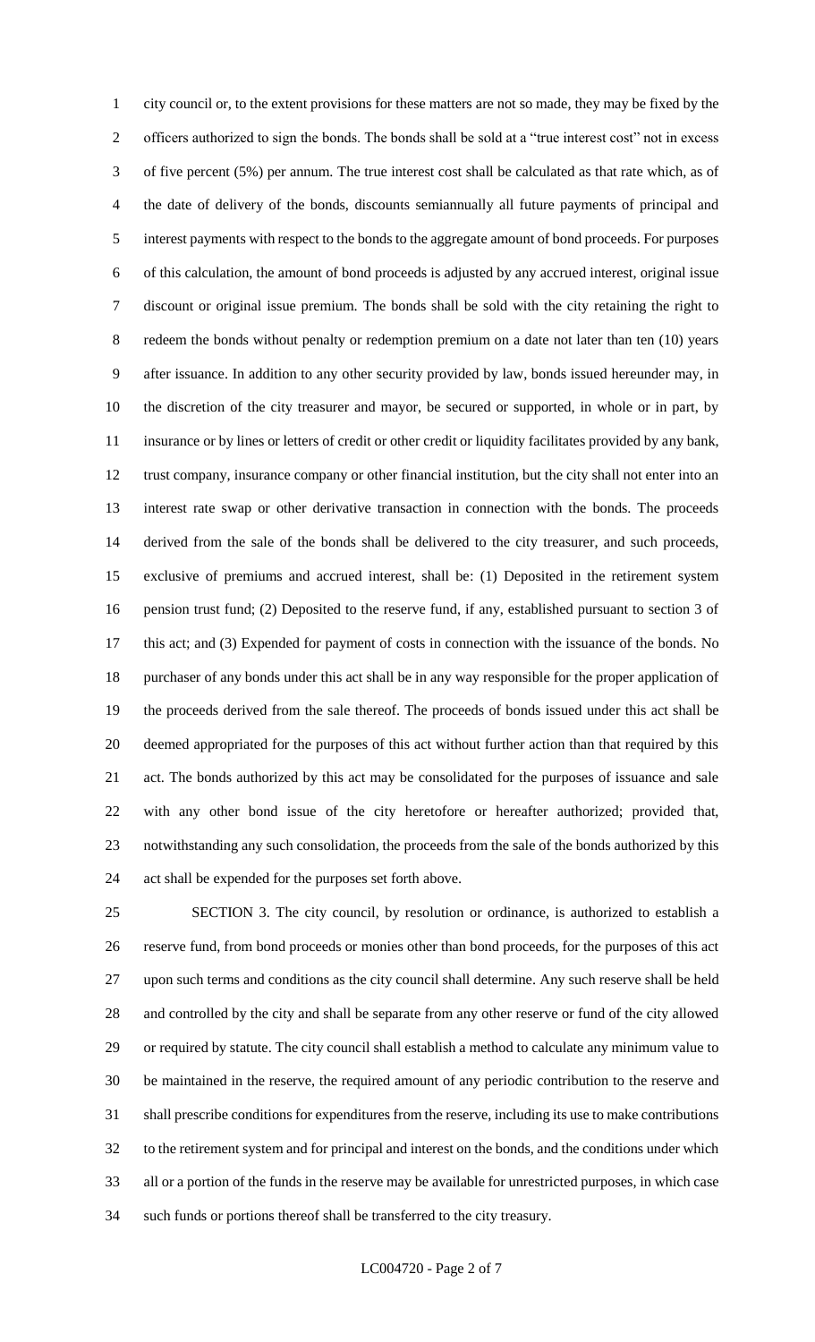city council or, to the extent provisions for these matters are not so made, they may be fixed by the officers authorized to sign the bonds. The bonds shall be sold at a "true interest cost" not in excess of five percent (5%) per annum. The true interest cost shall be calculated as that rate which, as of the date of delivery of the bonds, discounts semiannually all future payments of principal and interest payments with respect to the bonds to the aggregate amount of bond proceeds. For purposes of this calculation, the amount of bond proceeds is adjusted by any accrued interest, original issue discount or original issue premium. The bonds shall be sold with the city retaining the right to redeem the bonds without penalty or redemption premium on a date not later than ten (10) years after issuance. In addition to any other security provided by law, bonds issued hereunder may, in the discretion of the city treasurer and mayor, be secured or supported, in whole or in part, by insurance or by lines or letters of credit or other credit or liquidity facilitates provided by any bank, trust company, insurance company or other financial institution, but the city shall not enter into an interest rate swap or other derivative transaction in connection with the bonds. The proceeds derived from the sale of the bonds shall be delivered to the city treasurer, and such proceeds, exclusive of premiums and accrued interest, shall be: (1) Deposited in the retirement system pension trust fund; (2) Deposited to the reserve fund, if any, established pursuant to section 3 of this act; and (3) Expended for payment of costs in connection with the issuance of the bonds. No purchaser of any bonds under this act shall be in any way responsible for the proper application of the proceeds derived from the sale thereof. The proceeds of bonds issued under this act shall be deemed appropriated for the purposes of this act without further action than that required by this act. The bonds authorized by this act may be consolidated for the purposes of issuance and sale with any other bond issue of the city heretofore or hereafter authorized; provided that, notwithstanding any such consolidation, the proceeds from the sale of the bonds authorized by this act shall be expended for the purposes set forth above.

SECTION 3. The city council, by resolution or ordinance, is authorized to establish a reserve fund, from bond proceeds or monies other than bond proceeds, for the purposes of this act upon such terms and conditions as the city council shall determine. Any such reserve shall be held and controlled by the city and shall be separate from any other reserve or fund of the city allowed or required by statute. The city council shall establish a method to calculate any minimum value to be maintained in the reserve, the required amount of any periodic contribution to the reserve and shall prescribe conditions for expenditures from the reserve, including its use to make contributions to the retirement system and for principal and interest on the bonds, and the conditions under which all or a portion of the funds in the reserve may be available for unrestricted purposes, in which case such funds or portions thereof shall be transferred to the city treasury.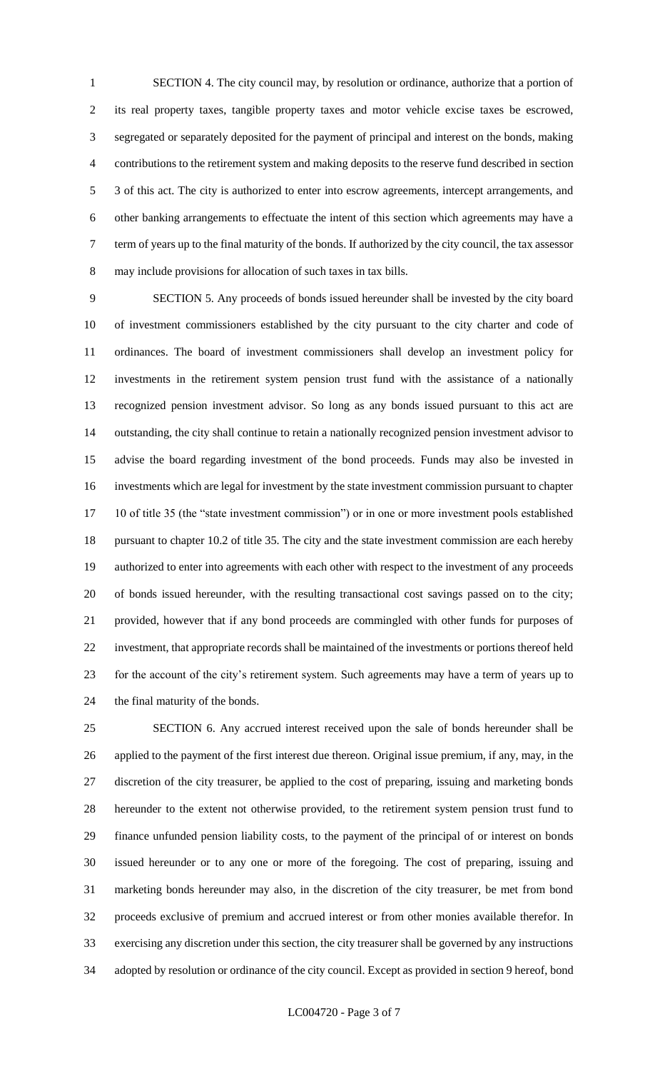SECTION 4. The city council may, by resolution or ordinance, authorize that a portion of its real property taxes, tangible property taxes and motor vehicle excise taxes be escrowed, segregated or separately deposited for the payment of principal and interest on the bonds, making contributions to the retirement system and making deposits to the reserve fund described in section 3 of this act. The city is authorized to enter into escrow agreements, intercept arrangements, and other banking arrangements to effectuate the intent of this section which agreements may have a term of years up to the final maturity of the bonds. If authorized by the city council, the tax assessor may include provisions for allocation of such taxes in tax bills.

SECTION 5. Any proceeds of bonds issued hereunder shall be invested by the city board of investment commissioners established by the city pursuant to the city charter and code of ordinances. The board of investment commissioners shall develop an investment policy for investments in the retirement system pension trust fund with the assistance of a nationally recognized pension investment advisor. So long as any bonds issued pursuant to this act are outstanding, the city shall continue to retain a nationally recognized pension investment advisor to advise the board regarding investment of the bond proceeds. Funds may also be invested in investments which are legal for investment by the state investment commission pursuant to chapter 10 of title 35 (the "state investment commission") or in one or more investment pools established pursuant to chapter 10.2 of title 35. The city and the state investment commission are each hereby authorized to enter into agreements with each other with respect to the investment of any proceeds of bonds issued hereunder, with the resulting transactional cost savings passed on to the city; provided, however that if any bond proceeds are commingled with other funds for purposes of investment, that appropriate records shall be maintained of the investments or portions thereof held for the account of the city's retirement system. Such agreements may have a term of years up to the final maturity of the bonds.

SECTION 6. Any accrued interest received upon the sale of bonds hereunder shall be applied to the payment of the first interest due thereon. Original issue premium, if any, may, in the discretion of the city treasurer, be applied to the cost of preparing, issuing and marketing bonds hereunder to the extent not otherwise provided, to the retirement system pension trust fund to finance unfunded pension liability costs, to the payment of the principal of or interest on bonds issued hereunder or to any one or more of the foregoing. The cost of preparing, issuing and marketing bonds hereunder may also, in the discretion of the city treasurer, be met from bond proceeds exclusive of premium and accrued interest or from other monies available therefor. In exercising any discretion under this section, the city treasurer shall be governed by any instructions adopted by resolution or ordinance of the city council. Except as provided in section 9 hereof, bond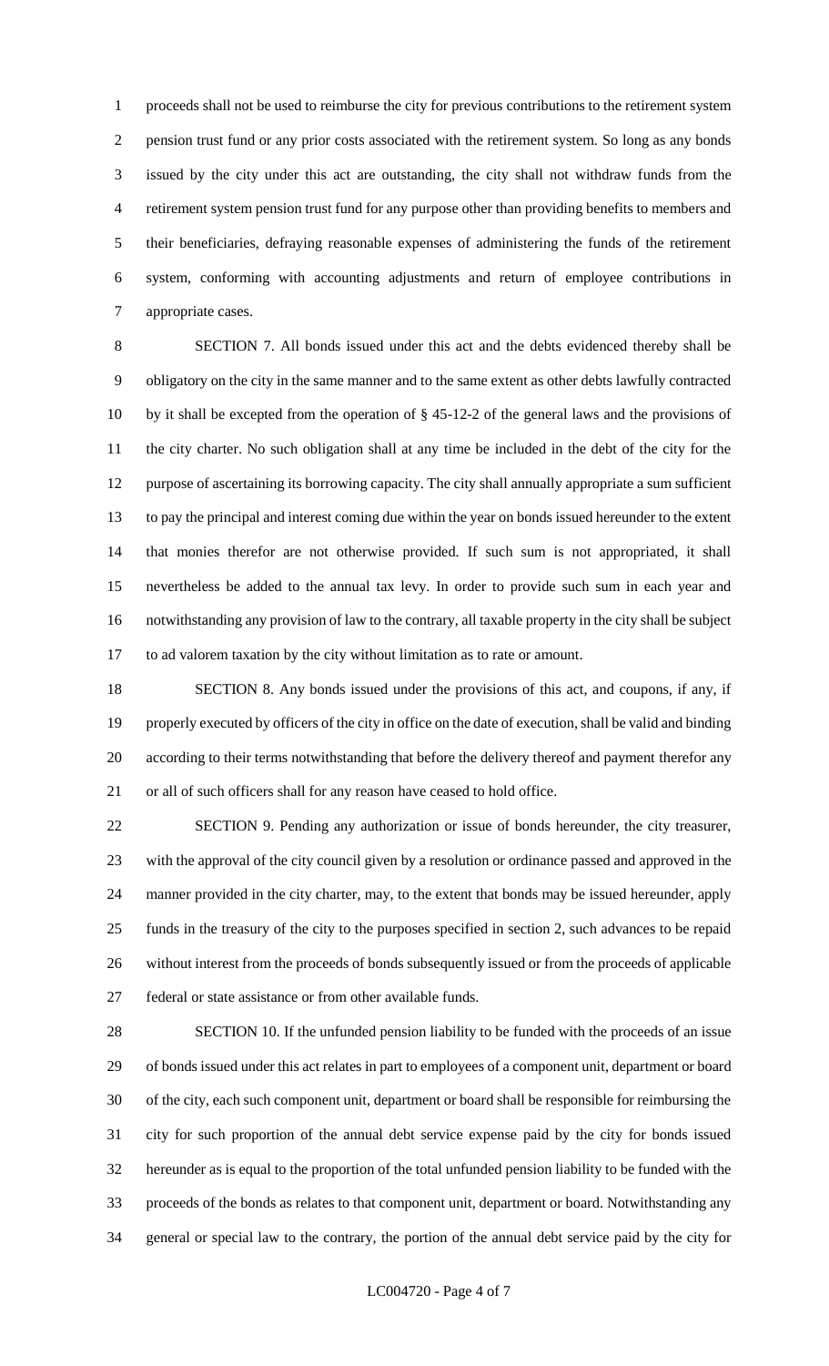proceeds shall not be used to reimburse the city for previous contributions to the retirement system pension trust fund or any prior costs associated with the retirement system. So long as any bonds issued by the city under this act are outstanding, the city shall not withdraw funds from the retirement system pension trust fund for any purpose other than providing benefits to members and their beneficiaries, defraying reasonable expenses of administering the funds of the retirement system, conforming with accounting adjustments and return of employee contributions in appropriate cases.

SECTION 7. All bonds issued under this act and the debts evidenced thereby shall be obligatory on the city in the same manner and to the same extent as other debts lawfully contracted by it shall be excepted from the operation of § 45-12-2 of the general laws and the provisions of the city charter. No such obligation shall at any time be included in the debt of the city for the purpose of ascertaining its borrowing capacity. The city shall annually appropriate a sum sufficient to pay the principal and interest coming due within the year on bonds issued hereunder to the extent that monies therefor are not otherwise provided. If such sum is not appropriated, it shall nevertheless be added to the annual tax levy. In order to provide such sum in each year and notwithstanding any provision of law to the contrary, all taxable property in the city shall be subject to ad valorem taxation by the city without limitation as to rate or amount.

SECTION 8. Any bonds issued under the provisions of this act, and coupons, if any, if properly executed by officers of the city in office on the date of execution, shall be valid and binding according to their terms notwithstanding that before the delivery thereof and payment therefor any or all of such officers shall for any reason have ceased to hold office.

SECTION 9. Pending any authorization or issue of bonds hereunder, the city treasurer, with the approval of the city council given by a resolution or ordinance passed and approved in the manner provided in the city charter, may, to the extent that bonds may be issued hereunder, apply funds in the treasury of the city to the purposes specified in section 2, such advances to be repaid without interest from the proceeds of bonds subsequently issued or from the proceeds of applicable federal or state assistance or from other available funds.

SECTION 10. If the unfunded pension liability to be funded with the proceeds of an issue of bonds issued under this act relates in part to employees of a component unit, department or board of the city, each such component unit, department or board shall be responsible for reimbursing the city for such proportion of the annual debt service expense paid by the city for bonds issued hereunder as is equal to the proportion of the total unfunded pension liability to be funded with the proceeds of the bonds as relates to that component unit, department or board. Notwithstanding any general or special law to the contrary, the portion of the annual debt service paid by the city for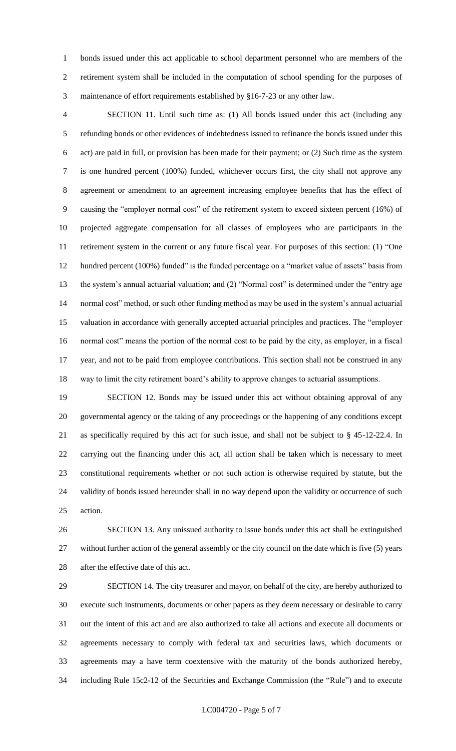bonds issued under this act applicable to school department personnel who are members of the retirement system shall be included in the computation of school spending for the purposes of maintenance of effort requirements established by §16-7-23 or any other law.

SECTION 11. Until such time as: (1) All bonds issued under this act (including any refunding bonds or other evidences of indebtedness issued to refinance the bonds issued under this act) are paid in full, or provision has been made for their payment; or (2) Such time as the system is one hundred percent (100%) funded, whichever occurs first, the city shall not approve any agreement or amendment to an agreement increasing employee benefits that has the effect of causing the "employer normal cost" of the retirement system to exceed sixteen percent (16%) of projected aggregate compensation for all classes of employees who are participants in the retirement system in the current or any future fiscal year. For purposes of this section: (1) "One hundred percent (100%) funded" is the funded percentage on a "market value of assets" basis from the system's annual actuarial valuation; and (2) "Normal cost" is determined under the "entry age normal cost" method, or such other funding method as may be used in the system's annual actuarial valuation in accordance with generally accepted actuarial principles and practices. The "employer normal cost" means the portion of the normal cost to be paid by the city, as employer, in a fiscal year, and not to be paid from employee contributions. This section shall not be construed in any way to limit the city retirement board's ability to approve changes to actuarial assumptions.

SECTION 12. Bonds may be issued under this act without obtaining approval of any governmental agency or the taking of any proceedings or the happening of any conditions except as specifically required by this act for such issue, and shall not be subject to § 45-12-22.4. In carrying out the financing under this act, all action shall be taken which is necessary to meet constitutional requirements whether or not such action is otherwise required by statute, but the validity of bonds issued hereunder shall in no way depend upon the validity or occurrence of such action.

SECTION 13. Any unissued authority to issue bonds under this act shall be extinguished without further action of the general assembly or the city council on the date which is five (5) years after the effective date of this act.

SECTION 14. The city treasurer and mayor, on behalf of the city, are hereby authorized to execute such instruments, documents or other papers as they deem necessary or desirable to carry out the intent of this act and are also authorized to take all actions and execute all documents or agreements necessary to comply with federal tax and securities laws, which documents or agreements may a have term coextensive with the maturity of the bonds authorized hereby, including Rule 15c2-12 of the Securities and Exchange Commission (the "Rule") and to execute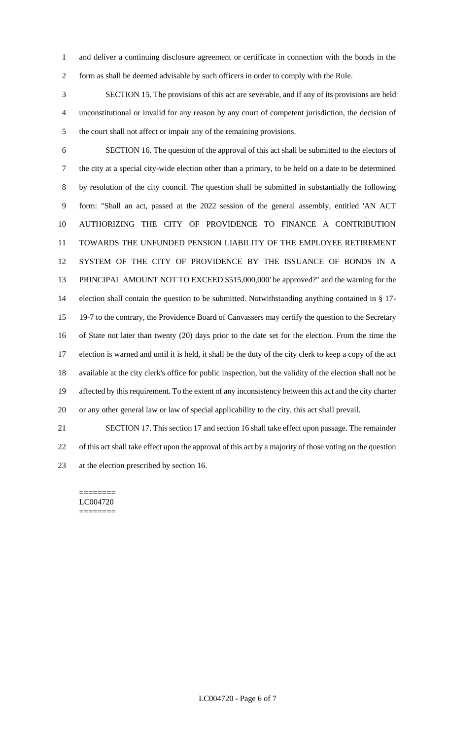and deliver a continuing disclosure agreement or certificate in connection with the bonds in the form as shall be deemed advisable by such officers in order to comply with the Rule.

SECTION 15. The provisions of this act are severable, and if any of its provisions are held unconstitutional or invalid for any reason by any court of competent jurisdiction, the decision of the court shall not affect or impair any of the remaining provisions.

SECTION 16. The question of the approval of this act shall be submitted to the electors of the city at a special city-wide election other than a primary, to be held on a date to be determined by resolution of the city council. The question shall be submitted in substantially the following form: "Shall an act, passed at the 2022 session of the general assembly, entitled 'AN ACT AUTHORIZING THE CITY OF PROVIDENCE TO FINANCE A CONTRIBUTION TOWARDS THE UNFUNDED PENSION LIABILITY OF THE EMPLOYEE RETIREMENT SYSTEM OF THE CITY OF PROVIDENCE BY THE ISSUANCE OF BONDS IN A PRINCIPAL AMOUNT NOT TO EXCEED $515,000,000' be approved?" and the warning for the election shall contain the question to be submitted. Notwithstanding anything contained in § 17-19-7 to the contrary, the Providence Board of Canvassers may certify the question to the Secretary of State not later than twenty (20) days prior to the date set for the election. From the time the election is warned and until it is held, it shall be the duty of the city clerk to keep a copy of the act available at the city clerk's office for public inspection, but the validity of the election shall not be affected by this requirement. To the extent of any inconsistency between this act and the city charter or any other general law or law of special applicability to the city, this act shall prevail.

SECTION 17. This section 17 and section 16 shall take effect upon passage. The remainder of this act shall take effect upon the approval of this act by a majority of those voting on the question at the election prescribed by section 16.

========
LC004720
========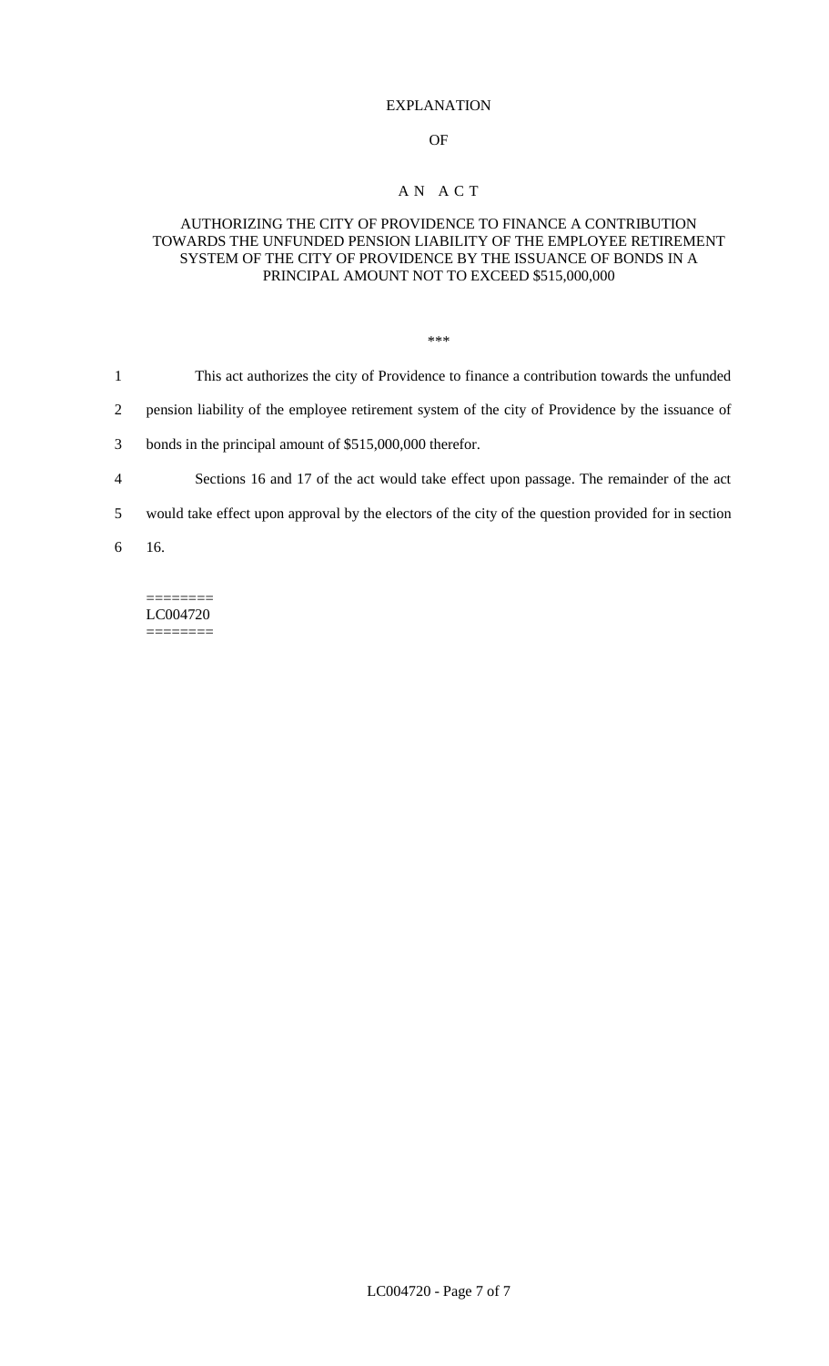# EXPLANATION

# OF

# A N A C T

## AUTHORIZING THE CITY OF PROVIDENCE TO FINANCE A CONTRIBUTION TOWARDS THE UNFUNDED PENSION LIABILITY OF THE EMPLOYEE RETIREMENT SYSTEM OF THE CITY OF PROVIDENCE BY THE ISSUANCE OF BONDS IN A PRINCIPAL AMOUNT NOT TO EXCEED $515,000,000

\*\*\*

This act authorizes the city of Providence to finance a contribution towards the unfunded pension liability of the employee retirement system of the city of Providence by the issuance of bonds in the principal amount of $515,000,000 therefor.

Sections 16 and 17 of the act would take effect upon passage. The remainder of the act would take effect upon approval by the electors of the city of the question provided for in section 16.

========
LC004720
========